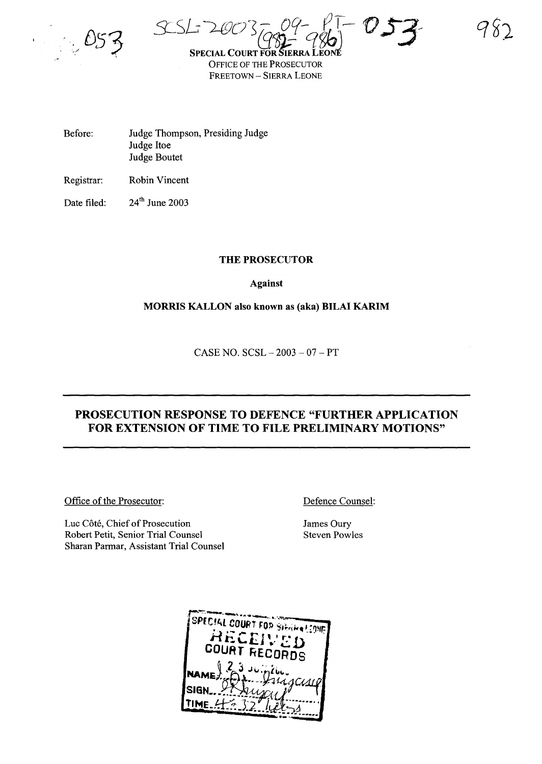SCSL-2003-09-PT-053
(982-986)

**SPECIAL COURT FOR SIERRA LEONE**
OFFICE OF THE PROSECUTOR
FREETOWN – SIERRA LEONE

Before: Judge Thompson, Presiding Judge
Judge Itoe
Judge Boutet

Registrar: Robin Vincent

Date filed: 24[th] June 2003

**THE PROSECUTOR**

**Against**

**MORRIS KALLON also known as (aka) BILAI KARIM**

CASE NO. SCSL – 2003 – 07 – PT

## PROSECUTION RESPONSE TO DEFENCE "FURTHER APPLICATION FOR EXTENSION OF TIME TO FILE PRELIMINARY MOTIONS"

Office of the Prosecutor:

Luc Côté, Chief of Prosecution
Robert Petit, Senior Trial Counsel
Sharan Parmar, Assistant Trial Counsel

Defence Counsel:

James Oury
Steven Powles

SPECIAL COURT FOR SIERRA LEONE
RECEIVED
COURT RECORDS
23 JUN 2003
NAME
SIGN
TIME 4:32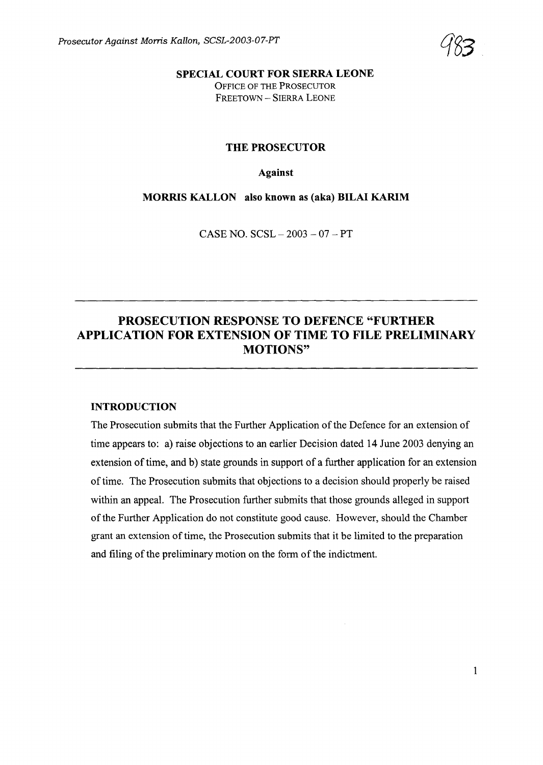**SPECIAL COURT FOR SIERRA LEONE**
OFFICE OF THE PROSECUTOR
FREETOWN – SIERRA LEONE

**THE PROSECUTOR**

**Against**

**MORRIS KALLON also known as (aka) BILAI KARIM**

CASE NO. SCSL – 2003 – 07 – PT

# PROSECUTION RESPONSE TO DEFENCE "FURTHER APPLICATION FOR EXTENSION OF TIME TO FILE PRELIMINARY MOTIONS"

## INTRODUCTION

The Prosecution submits that the Further Application of the Defence for an extension of time appears to: a) raise objections to an earlier Decision dated 14 June 2003 denying an extension of time, and b) state grounds in support of a further application for an extension of time. The Prosecution submits that objections to a decision should properly be raised within an appeal. The Prosecution further submits that those grounds alleged in support of the Further Application do not constitute good cause. However, should the Chamber grant an extension of time, the Prosecution submits that it be limited to the preparation and filing of the preliminary motion on the form of the indictment.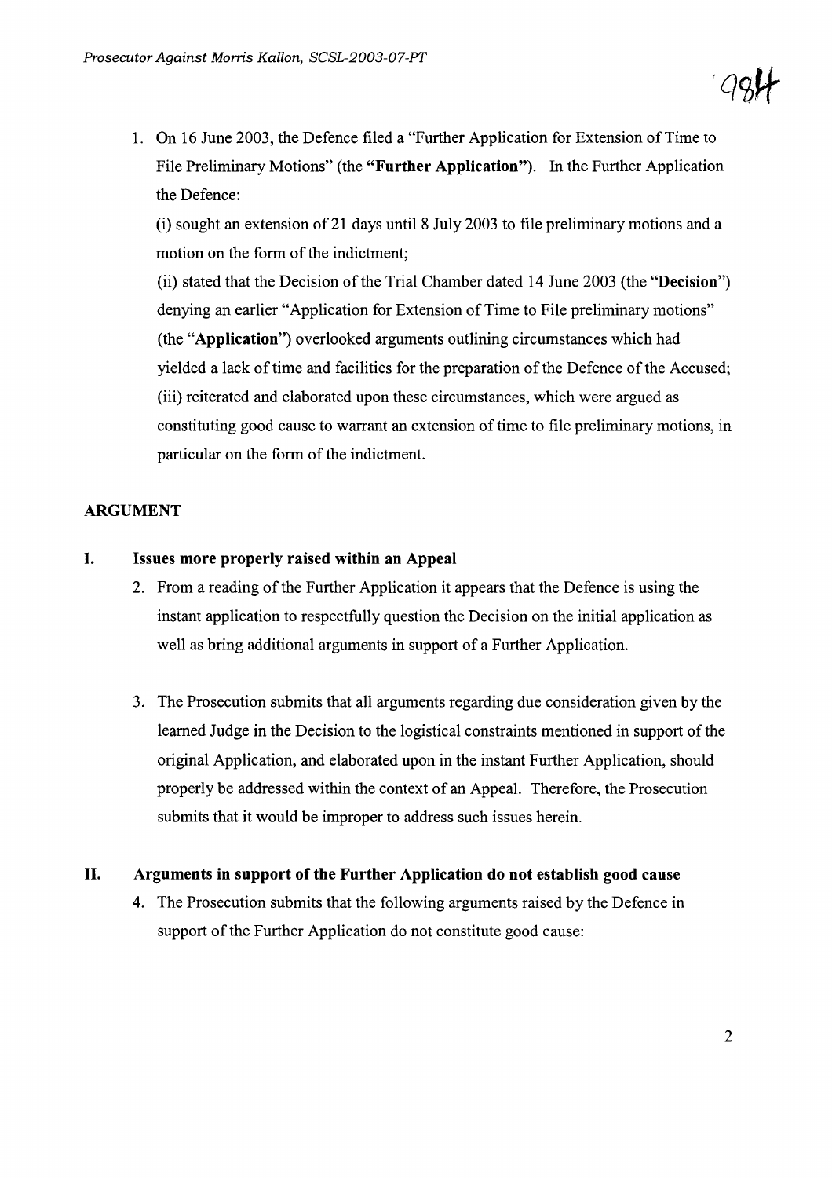1. On 16 June 2003, the Defence filed a "Further Application for Extension of Time to File Preliminary Motions" (the **"Further Application"**). In the Further Application the Defence:

   (i) sought an extension of 21 days until 8 July 2003 to file preliminary motions and a motion on the form of the indictment;

   (ii) stated that the Decision of the Trial Chamber dated 14 June 2003 (the "**Decision**") denying an earlier "Application for Extension of Time to File preliminary motions" (the "**Application**") overlooked arguments outlining circumstances which had yielded a lack of time and facilities for the preparation of the Defence of the Accused;

   (iii) reiterated and elaborated upon these circumstances, which were argued as constituting good cause to warrant an extension of time to file preliminary motions, in particular on the form of the indictment.

## ARGUMENT

### I. Issues more properly raised within an Appeal

2. From a reading of the Further Application it appears that the Defence is using the instant application to respectfully question the Decision on the initial application as well as bring additional arguments in support of a Further Application.

3. The Prosecution submits that all arguments regarding due consideration given by the learned Judge in the Decision to the logistical constraints mentioned in support of the original Application, and elaborated upon in the instant Further Application, should properly be addressed within the context of an Appeal. Therefore, the Prosecution submits that it would be improper to address such issues herein.

### II. Arguments in support of the Further Application do not establish good cause

4. The Prosecution submits that the following arguments raised by the Defence in support of the Further Application do not constitute good cause: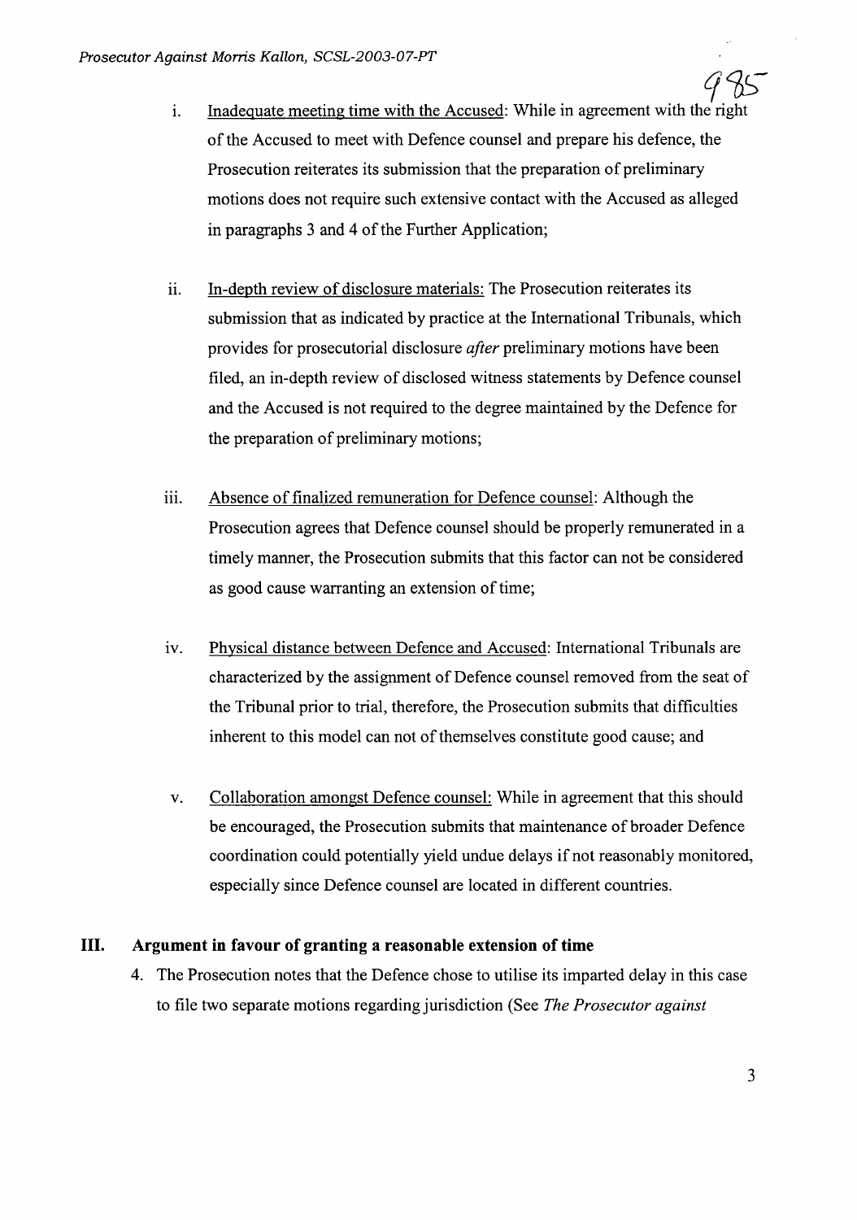i. Inadequate meeting time with the Accused: While in agreement with the right of the Accused to meet with Defence counsel and prepare his defence, the Prosecution reiterates its submission that the preparation of preliminary motions does not require such extensive contact with the Accused as alleged in paragraphs 3 and 4 of the Further Application;

ii. In-depth review of disclosure materials: The Prosecution reiterates its submission that as indicated by practice at the International Tribunals, which provides for prosecutorial disclosure *after* preliminary motions have been filed, an in-depth review of disclosed witness statements by Defence counsel and the Accused is not required to the degree maintained by the Defence for the preparation of preliminary motions;

iii. Absence of finalized remuneration for Defence counsel: Although the Prosecution agrees that Defence counsel should be properly remunerated in a timely manner, the Prosecution submits that this factor can not be considered as good cause warranting an extension of time;

iv. Physical distance between Defence and Accused: International Tribunals are characterized by the assignment of Defence counsel removed from the seat of the Tribunal prior to trial, therefore, the Prosecution submits that difficulties inherent to this model can not of themselves constitute good cause; and

v. Collaboration amongst Defence counsel: While in agreement that this should be encouraged, the Prosecution submits that maintenance of broader Defence coordination could potentially yield undue delays if not reasonably monitored, especially since Defence counsel are located in different countries.

## III. Argument in favour of granting a reasonable extension of time

4. The Prosecution notes that the Defence chose to utilise its imparted delay in this case to file two separate motions regarding jurisdiction (See *The Prosecutor against*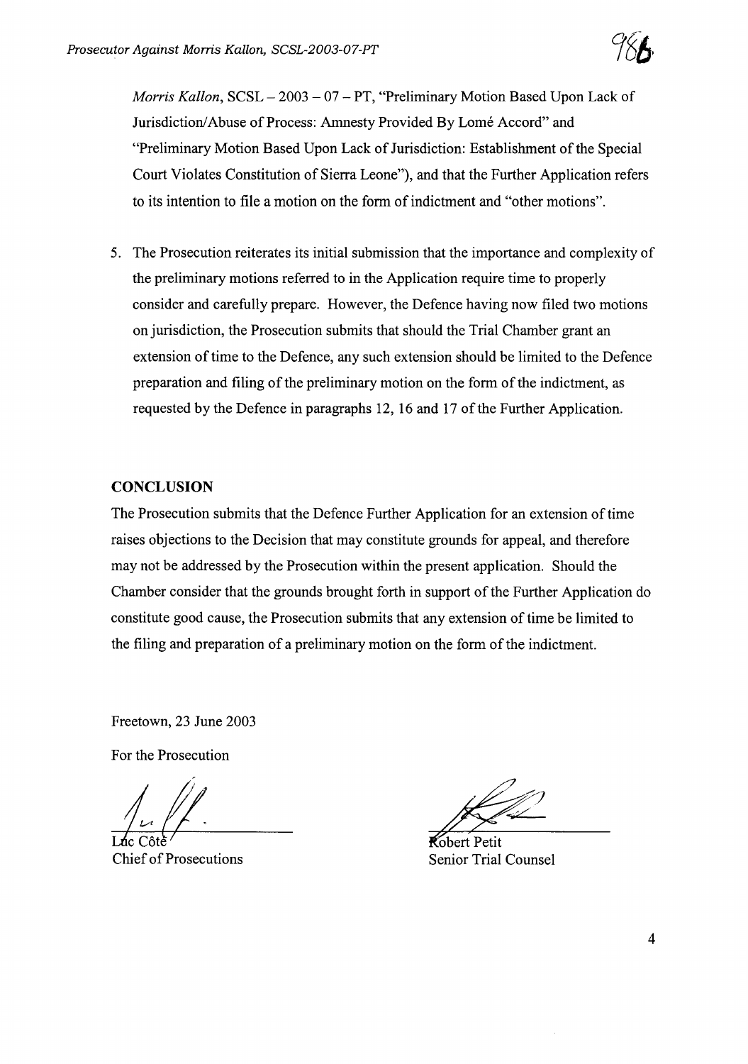*Morris Kallon*, SCSL – 2003 – 07 – PT, "Preliminary Motion Based Upon Lack of Jurisdiction/Abuse of Process: Amnesty Provided By Lomé Accord" and "Preliminary Motion Based Upon Lack of Jurisdiction: Establishment of the Special Court Violates Constitution of Sierra Leone"), and that the Further Application refers to its intention to file a motion on the form of indictment and "other motions".

5. The Prosecution reiterates its initial submission that the importance and complexity of the preliminary motions referred to in the Application require time to properly consider and carefully prepare. However, the Defence having now filed two motions on jurisdiction, the Prosecution submits that should the Trial Chamber grant an extension of time to the Defence, any such extension should be limited to the Defence preparation and filing of the preliminary motion on the form of the indictment, as requested by the Defence in paragraphs 12, 16 and 17 of the Further Application.

## CONCLUSION

The Prosecution submits that the Defence Further Application for an extension of time raises objections to the Decision that may constitute grounds for appeal, and therefore may not be addressed by the Prosecution within the present application. Should the Chamber consider that the grounds brought forth in support of the Further Application do constitute good cause, the Prosecution submits that any extension of time be limited to the filing and preparation of a preliminary motion on the form of the indictment.

Freetown, 23 June 2003

For the Prosecution

Luc Côté
Chief of Prosecutions

Robert Petit
Senior Trial Counsel